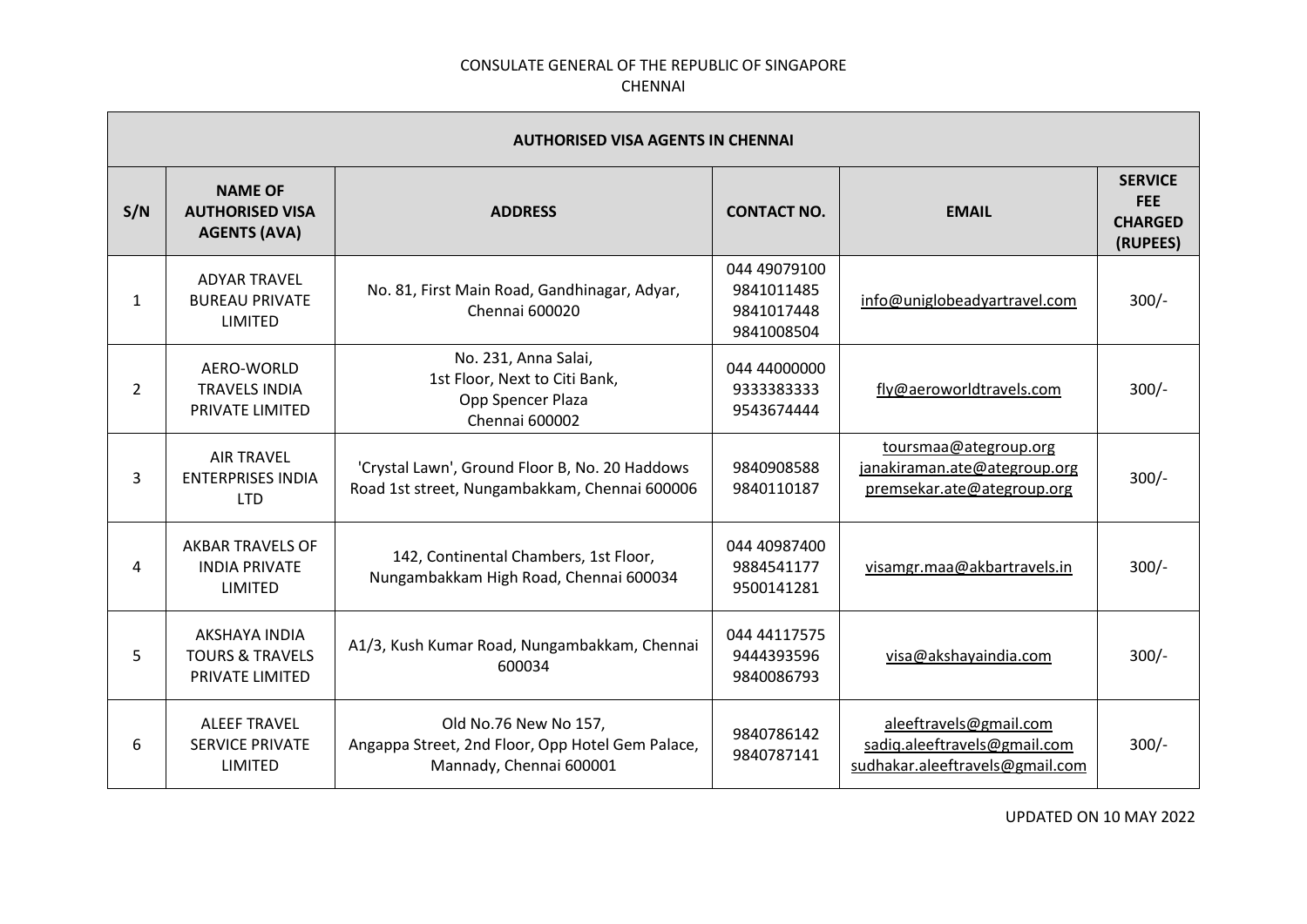CONSULATE GENERAL OF THE REPUBLIC OF SINGAPORE
CHENNAI

| AUTHORISED VISA AGENTS IN CHENNAI | | | | | |
|---|---|---|---|---|---|
| **S/N** | **NAME OF AUTHORISED VISA AGENTS (AVA)** | **ADDRESS** | **CONTACT NO.** | **EMAIL** | **SERVICE FEE CHARGED (RUPEES)** |
| 1 | ADYAR TRAVEL BUREAU PRIVATE LIMITED | No. 81, First Main Road, Gandhinagar, Adyar, Chennai 600020 | 044 49079100<br>9841011485<br>9841017448<br>9841008504 | info@uniglobeadyartravel.com | 300/- |
| 2 | AERO-WORLD TRAVELS INDIA PRIVATE LIMITED | No. 231, Anna Salai,<br>1st Floor, Next to Citi Bank,<br>Opp Spencer Plaza<br>Chennai 600002 | 044 44000000<br>9333383333<br>9543674444 | fly@aeroworldtravels.com | 300/- |
| 3 | AIR TRAVEL ENTERPRISES INDIA LTD | 'Crystal Lawn', Ground Floor B, No. 20 Haddows Road 1st street, Nungambakkam, Chennai 600006 | 9840908588<br>9840110187 | toursmaa@ategroup.org<br>janakiraman.ate@ategroup.org<br>premsekar.ate@ategroup.org | 300/- |
| 4 | AKBAR TRAVELS OF INDIA PRIVATE LIMITED | 142, Continental Chambers, 1st Floor, Nungambakkam High Road, Chennai 600034 | 044 40987400<br>9884541177<br>9500141281 | visamgr.maa@akbartravels.in | 300/- |
| 5 | AKSHAYA INDIA TOURS & TRAVELS PRIVATE LIMITED | A1/3, Kush Kumar Road, Nungambakkam, Chennai 600034 | 044 44117575<br>9444393596<br>9840086793 | visa@akshayaindia.com | 300/- |
| 6 | ALEEF TRAVEL SERVICE PRIVATE LIMITED | Old No.76 New No 157,<br>Angappa Street, 2nd Floor, Opp Hotel Gem Palace,<br>Mannady, Chennai 600001 | 9840786142<br>9840787141 | aleeftravels@gmail.com<br>sadiq.aleeftravels@gmail.com<br>sudhakar.aleeftravels@gmail.com | 300/- |

UPDATED ON 10 MAY 2022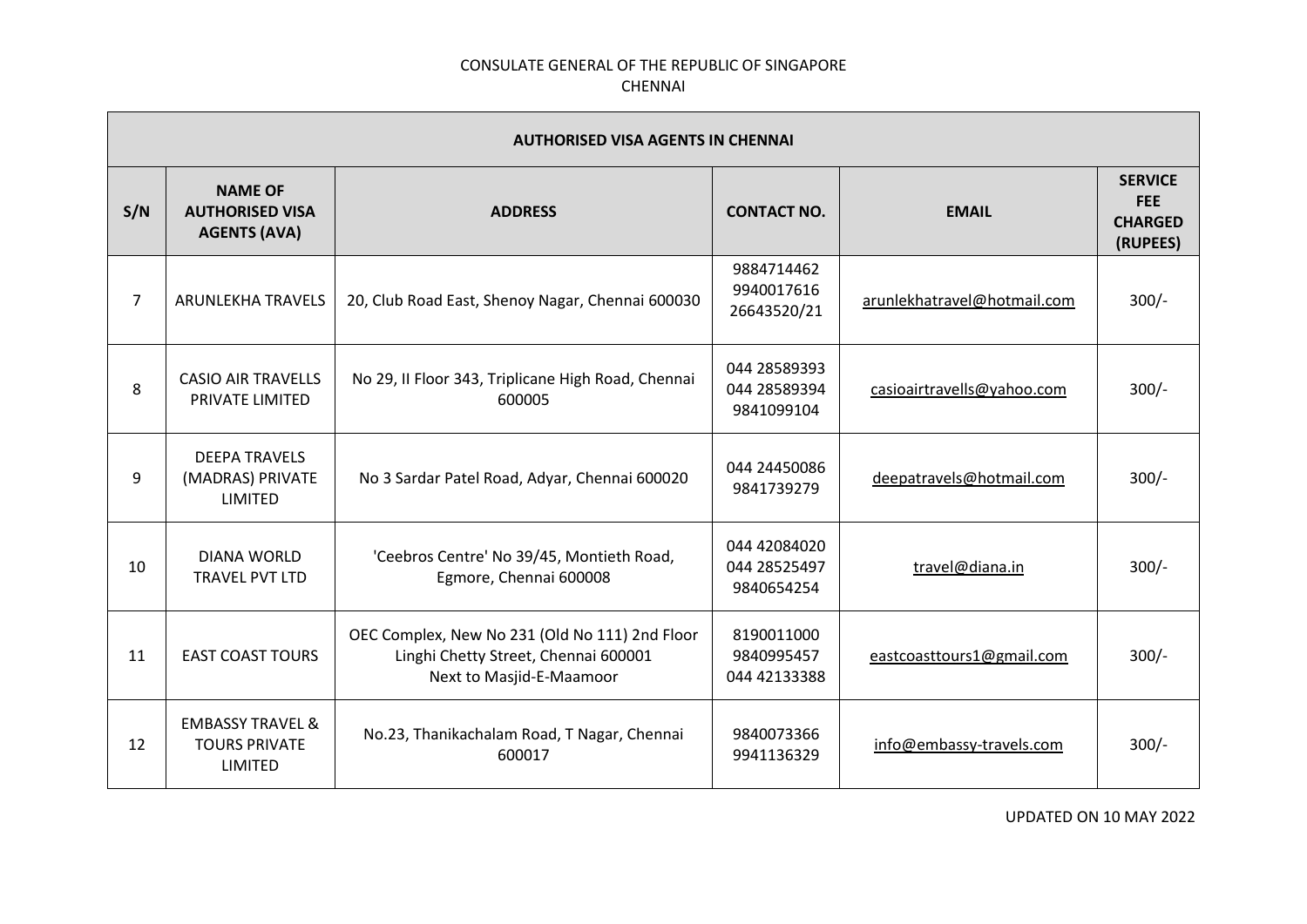CONSULATE GENERAL OF THE REPUBLIC OF SINGAPORE
CHENNAI

| AUTHORISED VISA AGENTS IN CHENNAI | | | | | |
|---|---|---|---|---|---|
| **S/N** | **NAME OF AUTHORISED VISA AGENTS (AVA)** | **ADDRESS** | **CONTACT NO.** | **EMAIL** | **SERVICE FEE CHARGED (RUPEES)** |
| 7 | ARUNLEKHA TRAVELS | 20, Club Road East, Shenoy Nagar, Chennai 600030 | 9884714462<br>9940017616<br>26643520/21 | arunlekhatravel@hotmail.com | 300/- |
| 8 | CASIO AIR TRAVELLS PRIVATE LIMITED | No 29, II Floor 343, Triplicane High Road, Chennai 600005 | 044 28589393<br>044 28589394<br>9841099104 | casioairtravells@yahoo.com | 300/- |
| 9 | DEEPA TRAVELS (MADRAS) PRIVATE LIMITED | No 3 Sardar Patel Road, Adyar, Chennai 600020 | 044 24450086<br>9841739279 | deepatravels@hotmail.com | 300/- |
| 10 | DIANA WORLD TRAVEL PVT LTD | 'Ceebros Centre' No 39/45, Montieth Road, Egmore, Chennai 600008 | 044 42084020<br>044 28525497<br>9840654254 | travel@diana.in | 300/- |
| 11 | EAST COAST TOURS | OEC Complex, New No 231 (Old No 111) 2nd Floor Linghi Chetty Street, Chennai 600001<br>Next to Masjid-E-Maamoor | 8190011000<br>9840995457<br>044 42133388 | eastcoasttours1@gmail.com | 300/- |
| 12 | EMBASSY TRAVEL & TOURS PRIVATE LIMITED | No.23, Thanikachalam Road, T Nagar, Chennai 600017 | 9840073366<br>9941136329 | info@embassy-travels.com | 300/- |

UPDATED ON 10 MAY 2022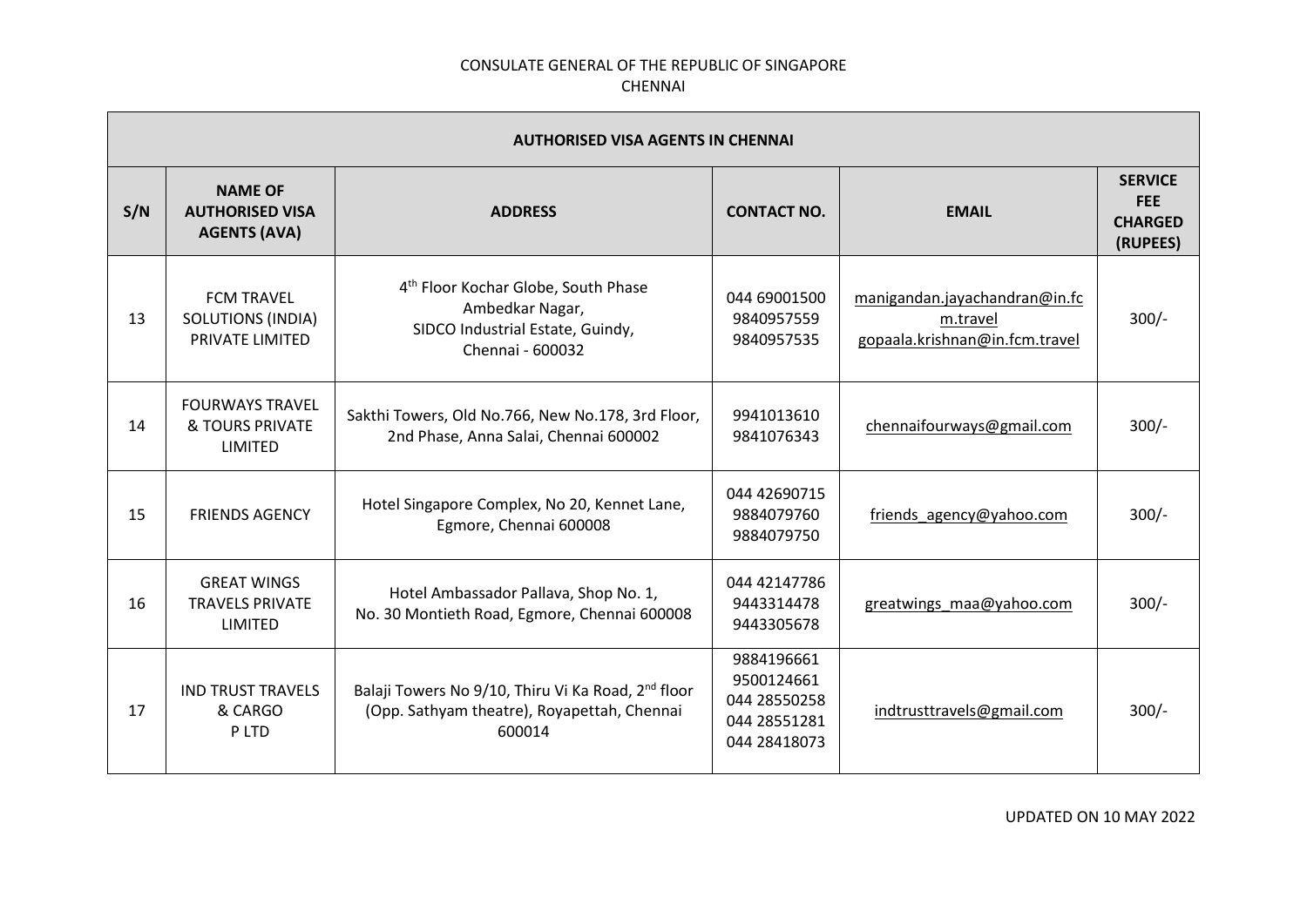CONSULATE GENERAL OF THE REPUBLIC OF SINGAPORE
CHENNAI

| AUTHORISED VISA AGENTS IN CHENNAI | | | | | |
|---|---|---|---|---|---|
| **S/N** | **NAME OF AUTHORISED VISA AGENTS (AVA)** | **ADDRESS** | **CONTACT NO.** | **EMAIL** | **SERVICE FEE CHARGED (RUPEES)** |
| 13 | FCM TRAVEL SOLUTIONS (INDIA) PRIVATE LIMITED | 4th Floor Kochar Globe, South Phase Ambedkar Nagar, SIDCO Industrial Estate, Guindy, Chennai - 600032 | 044 69001500<br>9840957559<br>9840957535 | manigandan.jayachandran@in.fcm.travel<br>gopaala.krishnan@in.fcm.travel | 300/- |
| 14 | FOURWAYS TRAVEL & TOURS PRIVATE LIMITED | Sakthi Towers, Old No.766, New No.178, 3rd Floor, 2nd Phase, Anna Salai, Chennai 600002 | 9941013610<br>9841076343 | chennaifourways@gmail.com | 300/- |
| 15 | FRIENDS AGENCY | Hotel Singapore Complex, No 20, Kennet Lane, Egmore, Chennai 600008 | 044 42690715<br>9884079760<br>9884079750 | friends_agency@yahoo.com | 300/- |
| 16 | GREAT WINGS TRAVELS PRIVATE LIMITED | Hotel Ambassador Pallava, Shop No. 1, No. 30 Montieth Road, Egmore, Chennai 600008 | 044 42147786<br>9443314478<br>9443305678 | greatwings_maa@yahoo.com | 300/- |
| 17 | IND TRUST TRAVELS & CARGO P LTD | Balaji Towers No 9/10, Thiru Vi Ka Road, 2nd floor (Opp. Sathyam theatre), Royapettah, Chennai 600014 | 9884196661<br>9500124661<br>044 28550258<br>044 28551281<br>044 28418073 | indtrusttravels@gmail.com | 300/- |

UPDATED ON 10 MAY 2022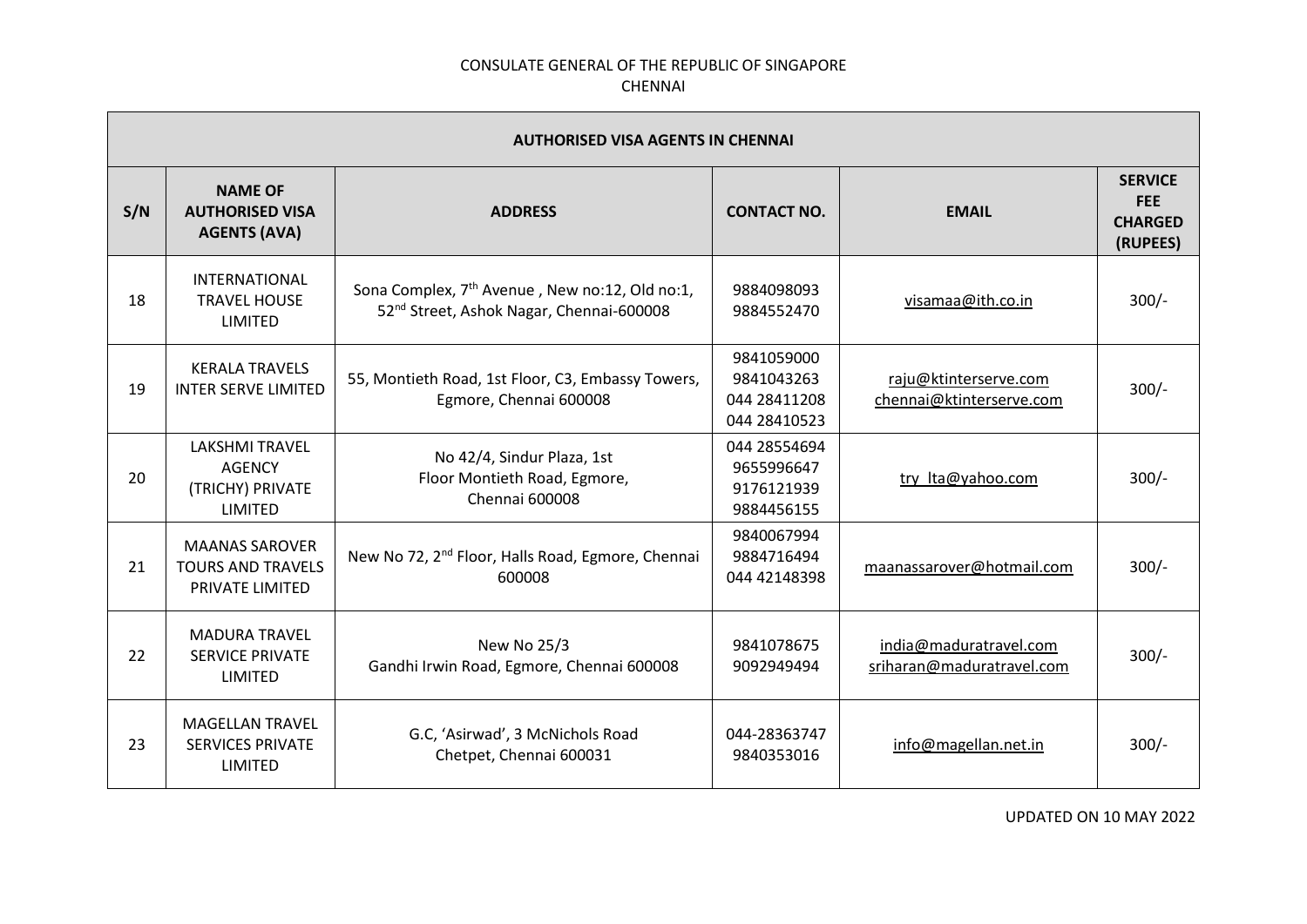CONSULATE GENERAL OF THE REPUBLIC OF SINGAPORE
CHENNAI

| AUTHORISED VISA AGENTS IN CHENNAI | | | | | |
|---|---|---|---|---|---|
| **S/N** | **NAME OF AUTHORISED VISA AGENTS (AVA)** | **ADDRESS** | **CONTACT NO.** | **EMAIL** | **SERVICE FEE CHARGED (RUPEES)** |
| 18 | INTERNATIONAL TRAVEL HOUSE LIMITED | Sona Complex, 7th Avenue , New no:12, Old no:1, 52nd Street, Ashok Nagar, Chennai-600008 | 9884098093 9884552470 | visamaa@ith.co.in | 300/- |
| 19 | KERALA TRAVELS INTER SERVE LIMITED | 55, Montieth Road, 1st Floor, C3, Embassy Towers, Egmore, Chennai 600008 | 9841059000 9841043263 044 28411208 044 28410523 | raju@ktinterserve.com chennai@ktinterserve.com | 300/- |
| 20 | LAKSHMI TRAVEL AGENCY (TRICHY) PRIVATE LIMITED | No 42/4, Sindur Plaza, 1st Floor Montieth Road, Egmore, Chennai 600008 | 044 28554694 9655996647 9176121939 9884456155 | try_lta@yahoo.com | 300/- |
| 21 | MAANAS SAROVER TOURS AND TRAVELS PRIVATE LIMITED | New No 72, 2nd Floor, Halls Road, Egmore, Chennai 600008 | 9840067994 9884716494 044 42148398 | maanassarover@hotmail.com | 300/- |
| 22 | MADURA TRAVEL SERVICE PRIVATE LIMITED | New No 25/3 Gandhi Irwin Road, Egmore, Chennai 600008 | 9841078675 9092949494 | india@maduratravel.com sriharan@maduratravel.com | 300/- |
| 23 | MAGELLAN TRAVEL SERVICES PRIVATE LIMITED | G.C, 'Asirwad', 3 McNichols Road Chetpet, Chennai 600031 | 044-28363747 9840353016 | info@magellan.net.in | 300/- |

UPDATED ON 10 MAY 2022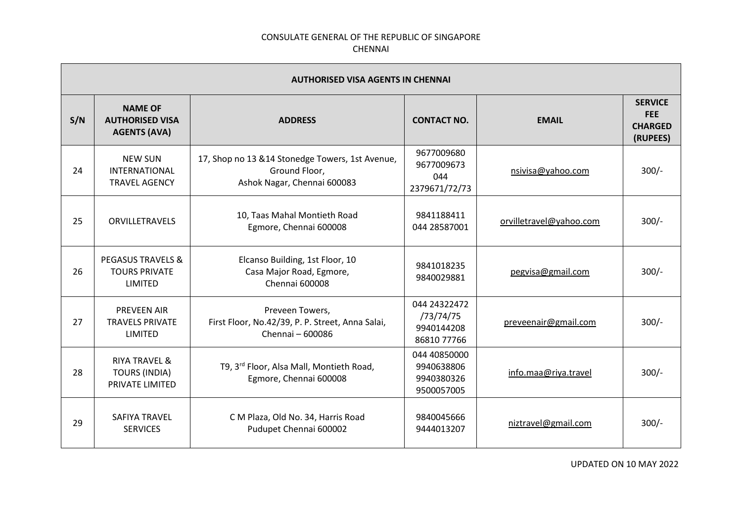CONSULATE GENERAL OF THE REPUBLIC OF SINGAPORE
CHENNAI

| AUTHORISED VISA AGENTS IN CHENNAI | | | | | |
|---|---|---|---|---|---|
| **S/N** | **NAME OF AUTHORISED VISA AGENTS (AVA)** | **ADDRESS** | **CONTACT NO.** | **EMAIL** | **SERVICE FEE CHARGED (RUPEES)** |
| 24 | NEW SUN INTERNATIONAL TRAVEL AGENCY | 17, Shop no 13 &14 Stonedge Towers, 1st Avenue, Ground Floor, Ashok Nagar, Chennai 600083 | 9677009680 9677009673 044 2379671/72/73 | nsivisa@yahoo.com | 300/- |
| 25 | ORVILLETRAVELS | 10, Taas Mahal Montieth Road Egmore, Chennai 600008 | 9841188411 044 28587001 | orvilletravel@yahoo.com | 300/- |
| 26 | PEGASUS TRAVELS & TOURS PRIVATE LIMITED | Elcanso Building, 1st Floor, 10 Casa Major Road, Egmore, Chennai 600008 | 9841018235 9840029881 | pegvisa@gmail.com | 300/- |
| 27 | PREVEEN AIR TRAVELS PRIVATE LIMITED | Preveen Towers, First Floor, No.42/39, P. P. Street, Anna Salai, Chennai – 600086 | 044 24322472 /73/74/75 9940144208 86810 77766 | preveenair@gmail.com | 300/- |
| 28 | RIYA TRAVEL & TOURS (INDIA) PRIVATE LIMITED | T9, 3rd Floor, Alsa Mall, Montieth Road, Egmore, Chennai 600008 | 044 40850000 9940638806 9940380326 9500057005 | info.maa@riya.travel | 300/- |
| 29 | SAFIYA TRAVEL SERVICES | C M Plaza, Old No. 34, Harris Road Pudupet Chennai 600002 | 9840045666 9444013207 | niztravel@gmail.com | 300/- |

UPDATED ON 10 MAY 2022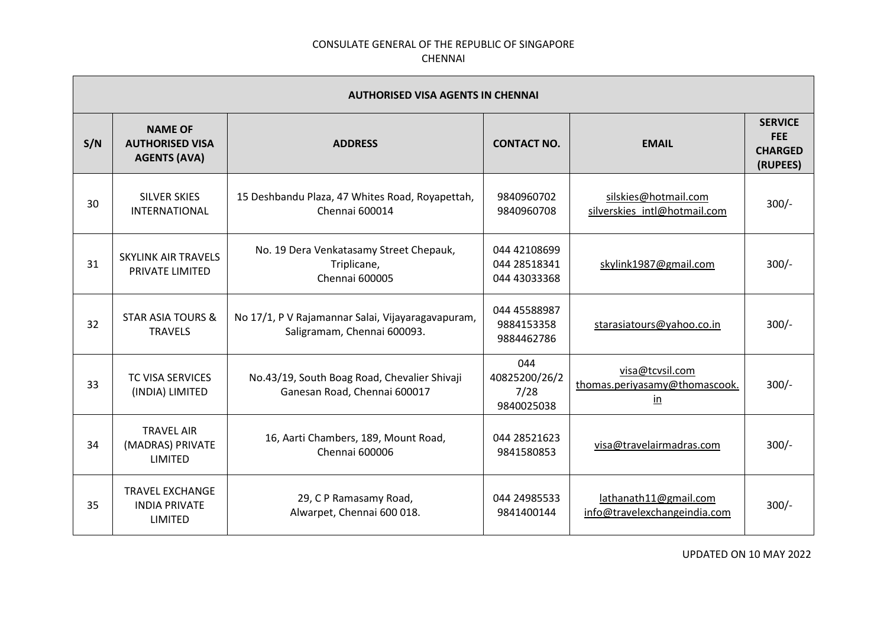CONSULATE GENERAL OF THE REPUBLIC OF SINGAPORE
CHENNAI

| AUTHORISED VISA AGENTS IN CHENNAI | | | | | |
|---|---|---|---|---|---|
| S/N | NAME OF AUTHORISED VISA AGENTS (AVA) | ADDRESS | CONTACT NO. | EMAIL | SERVICE FEE CHARGED (RUPEES) |
| 30 | SILVER SKIES INTERNATIONAL | 15 Deshbandu Plaza, 47 Whites Road, Royapettah, Chennai 600014 | 9840960702 9840960708 | silskies@hotmail.com silverskies_intl@hotmail.com | 300/- |
| 31 | SKYLINK AIR TRAVELS PRIVATE LIMITED | No. 19 Dera Venkatasamy Street Chepauk, Triplicane, Chennai 600005 | 044 42108699 044 28518341 044 43033368 | skylink1987@gmail.com | 300/- |
| 32 | STAR ASIA TOURS & TRAVELS | No 17/1, P V Rajamannar Salai, Vijayaragavapuram, Saligramam, Chennai 600093. | 044 45588987 9884153358 9884462786 | starasiatours@yahoo.co.in | 300/- |
| 33 | TC VISA SERVICES (INDIA) LIMITED | No.43/19, South Boag Road, Chevalier Shivaji Ganesan Road, Chennai 600017 | 044 40825200/26/27/28 9840025038 | visa@tcvsil.com thomas.periyasamy@thomascook.in | 300/- |
| 34 | TRAVEL AIR (MADRAS) PRIVATE LIMITED | 16, Aarti Chambers, 189, Mount Road, Chennai 600006 | 044 28521623 9841580853 | visa@travelairmadras.com | 300/- |
| 35 | TRAVEL EXCHANGE INDIA PRIVATE LIMITED | 29, C P Ramasamy Road, Alwarpet, Chennai 600 018. | 044 24985533 9841400144 | lathanath11@gmail.com info@travelexchangeindia.com | 300/- |

UPDATED ON 10 MAY 2022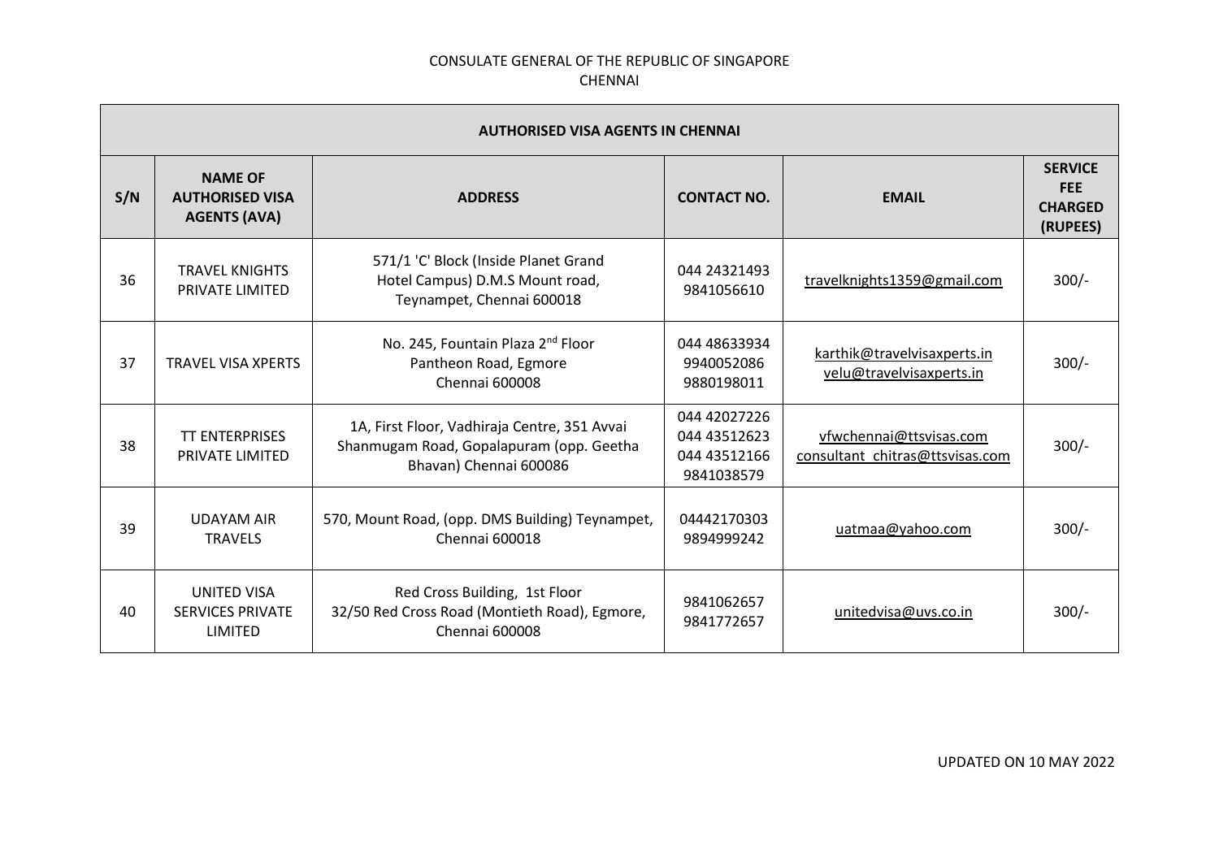CONSULATE GENERAL OF THE REPUBLIC OF SINGAPORE
CHENNAI

| AUTHORISED VISA AGENTS IN CHENNAI | | | | | |
|---|---|---|---|---|---|
| **S/N** | **NAME OF AUTHORISED VISA AGENTS (AVA)** | **ADDRESS** | **CONTACT NO.** | **EMAIL** | **SERVICE FEE CHARGED (RUPEES)** |
| 36 | TRAVEL KNIGHTS PRIVATE LIMITED | 571/1 'C' Block (Inside Planet Grand Hotel Campus) D.M.S Mount road, Teynampet, Chennai 600018 | 044 24321493<br>9841056610 | travelknights1359@gmail.com | 300/- |
| 37 | TRAVEL VISA XPERTS | No. 245, Fountain Plaza 2nd Floor Pantheon Road, Egmore Chennai 600008 | 044 48633934<br>9940052086<br>9880198011 | karthik@travelvisaxperts.in<br>velu@travelvisaxperts.in | 300/- |
| 38 | TT ENTERPRISES PRIVATE LIMITED | 1A, First Floor, Vadhiraja Centre, 351 Avvai Shanmugam Road, Gopalapuram (opp. Geetha Bhavan) Chennai 600086 | 044 42027226<br>044 43512623<br>044 43512166<br>9841038579 | vfwchennai@ttsvisas.com<br>consultant_chitras@ttsvisas.com | 300/- |
| 39 | UDAYAM AIR TRAVELS | 570, Mount Road, (opp. DMS Building) Teynampet, Chennai 600018 | 04442170303<br>9894999242 | uatmaa@yahoo.com | 300/- |
| 40 | UNITED VISA SERVICES PRIVATE LIMITED | Red Cross Building, 1st Floor 32/50 Red Cross Road (Montieth Road), Egmore, Chennai 600008 | 9841062657<br>9841772657 | unitedvisa@uvs.co.in | 300/- |

UPDATED ON 10 MAY 2022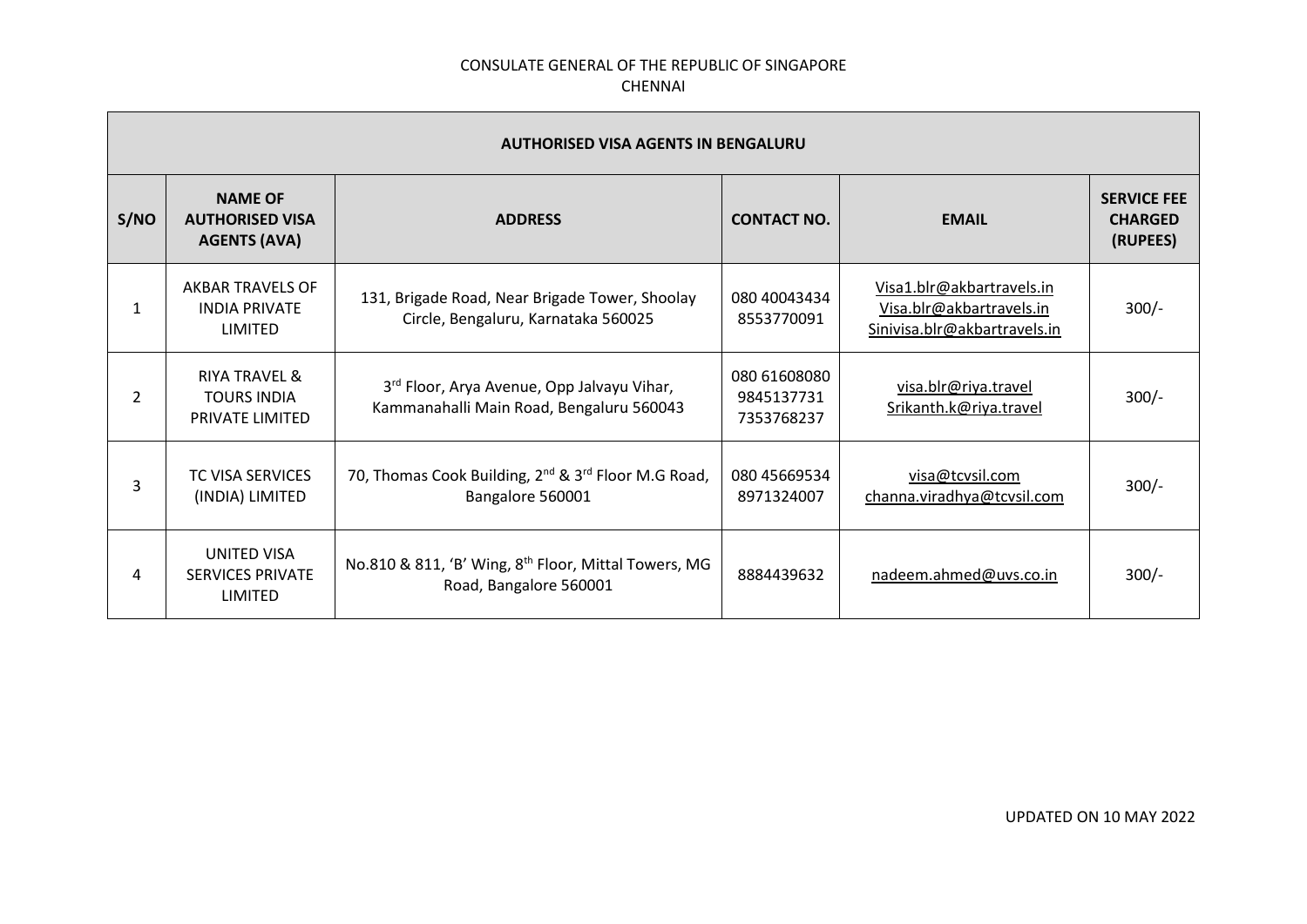CONSULATE GENERAL OF THE REPUBLIC OF SINGAPORE
CHENNAI

**AUTHORISED VISA AGENTS IN BENGALURU**

| S/NO | NAME OF AUTHORISED VISA AGENTS (AVA) | ADDRESS | CONTACT NO. | EMAIL | SERVICE FEE CHARGED (RUPEES) |
|---|---|---|---|---|---|
| 1 | AKBAR TRAVELS OF INDIA PRIVATE LIMITED | 131, Brigade Road, Near Brigade Tower, Shoolay Circle, Bengaluru, Karnataka 560025 | 080 40043434<br>8553770091 | Visa1.blr@akbartravels.in<br>Visa.blr@akbartravels.in<br>Sinivisa.blr@akbartravels.in | 300/- |
| 2 | RIYA TRAVEL & TOURS INDIA PRIVATE LIMITED | 3rd Floor, Arya Avenue, Opp Jalvayu Vihar, Kammanahalli Main Road, Bengaluru 560043 | 080 61608080<br>9845137731<br>7353768237 | visa.blr@riya.travel<br>Srikanth.k@riya.travel | 300/- |
| 3 | TC VISA SERVICES (INDIA) LIMITED | 70, Thomas Cook Building, 2nd & 3rd Floor M.G Road, Bangalore 560001 | 080 45669534<br>8971324007 | visa@tcvsil.com<br>channa.viradhya@tcvsil.com | 300/- |
| 4 | UNITED VISA SERVICES PRIVATE LIMITED | No.810 & 811, 'B' Wing, 8th Floor, Mittal Towers, MG Road, Bangalore 560001 | 8884439632 | nadeem.ahmed@uvs.co.in | 300/- |

UPDATED ON 10 MAY 2022